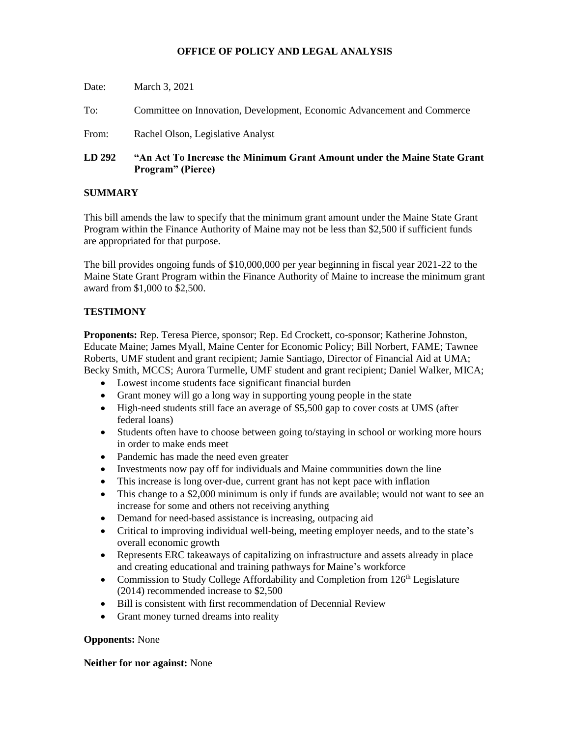# OFFICE OF POLICY AND LEGAL ANALYSIS

Date: March 3, 2021

To: Committee on Innovation, Development, Economic Advancement and Commerce

From: Rachel Olson, Legislative Analyst

**LD 292 "An Act To Increase the Minimum Grant Amount under the Maine State Grant Program" (Pierce)**

## SUMMARY

This bill amends the law to specify that the minimum grant amount under the Maine State Grant Program within the Finance Authority of Maine may not be less than $2,500 if sufficient funds are appropriated for that purpose.

The bill provides ongoing funds of $10,000,000 per year beginning in fiscal year 2021-22 to the Maine State Grant Program within the Finance Authority of Maine to increase the minimum grant award from $1,000 to $2,500.

## TESTIMONY

**Proponents:** Rep. Teresa Pierce, sponsor; Rep. Ed Crockett, co-sponsor; Katherine Johnston, Educate Maine; James Myall, Maine Center for Economic Policy; Bill Norbert, FAME; Tawnee Roberts, UMF student and grant recipient; Jamie Santiago, Director of Financial Aid at UMA; Becky Smith, MCCS; Aurora Turmelle, UMF student and grant recipient; Daniel Walker, MICA;

- Lowest income students face significant financial burden
- Grant money will go a long way in supporting young people in the state
- High-need students still face an average of $5,500 gap to cover costs at UMS (after federal loans)
- Students often have to choose between going to/staying in school or working more hours in order to make ends meet
- Pandemic has made the need even greater
- Investments now pay off for individuals and Maine communities down the line
- This increase is long over-due, current grant has not kept pace with inflation
- This change to a $2,000 minimum is only if funds are available; would not want to see an increase for some and others not receiving anything
- Demand for need-based assistance is increasing, outpacing aid
- Critical to improving individual well-being, meeting employer needs, and to the state's overall economic growth
- Represents ERC takeaways of capitalizing on infrastructure and assets already in place and creating educational and training pathways for Maine's workforce
- Commission to Study College Affordability and Completion from 126th Legislature (2014) recommended increase to $2,500
- Bill is consistent with first recommendation of Decennial Review
- Grant money turned dreams into reality

**Opponents:** None

**Neither for nor against:** None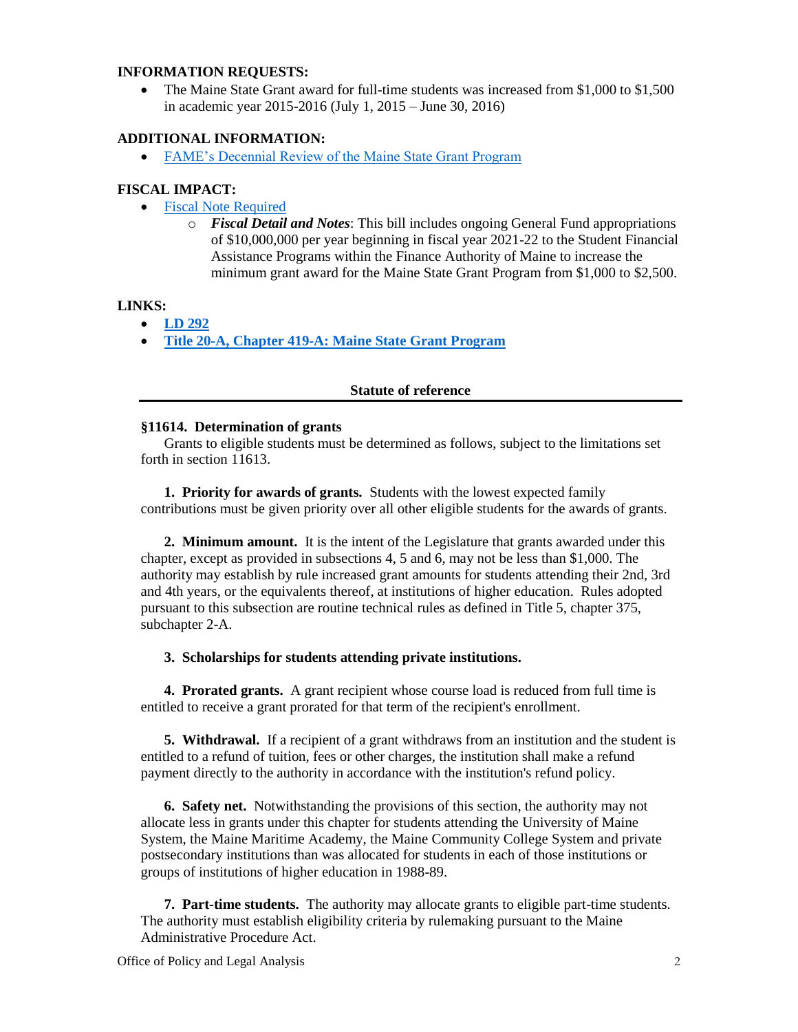**INFORMATION REQUESTS:**

- The Maine State Grant award for full-time students was increased from $1,000 to $1,500 in academic year 2015-2016 (July 1, 2015 – June 30, 2016)

**ADDITIONAL INFORMATION:**

- FAME's Decennial Review of the Maine State Grant Program

**FISCAL IMPACT:**

- Fiscal Note Required
  - ***Fiscal Detail and Notes***: This bill includes ongoing General Fund appropriations of $10,000,000 per year beginning in fiscal year 2021-22 to the Student Financial Assistance Programs within the Finance Authority of Maine to increase the minimum grant award for the Maine State Grant Program from $1,000 to $2,500.

**LINKS:**

- **LD 292**
- **Title 20-A, Chapter 419-A: Maine State Grant Program**

---

**Statute of reference**

---

**§11614. Determination of grants**

Grants to eligible students must be determined as follows, subject to the limitations set forth in section 11613.

**1. Priority for awards of grants.** Students with the lowest expected family contributions must be given priority over all other eligible students for the awards of grants.

**2. Minimum amount.** It is the intent of the Legislature that grants awarded under this chapter, except as provided in subsections 4, 5 and 6, may not be less than $1,000. The authority may establish by rule increased grant amounts for students attending their 2nd, 3rd and 4th years, or the equivalents thereof, at institutions of higher education. Rules adopted pursuant to this subsection are routine technical rules as defined in Title 5, chapter 375, subchapter 2-A.

**3. Scholarships for students attending private institutions.**

**4. Prorated grants.** A grant recipient whose course load is reduced from full time is entitled to receive a grant prorated for that term of the recipient's enrollment.

**5. Withdrawal.** If a recipient of a grant withdraws from an institution and the student is entitled to a refund of tuition, fees or other charges, the institution shall make a refund payment directly to the authority in accordance with the institution's refund policy.

**6. Safety net.** Notwithstanding the provisions of this section, the authority may not allocate less in grants under this chapter for students attending the University of Maine System, the Maine Maritime Academy, the Maine Community College System and private postsecondary institutions than was allocated for students in each of those institutions or groups of institutions of higher education in 1988-89.

**7. Part-time students.** The authority may allocate grants to eligible part-time students. The authority must establish eligibility criteria by rulemaking pursuant to the Maine Administrative Procedure Act.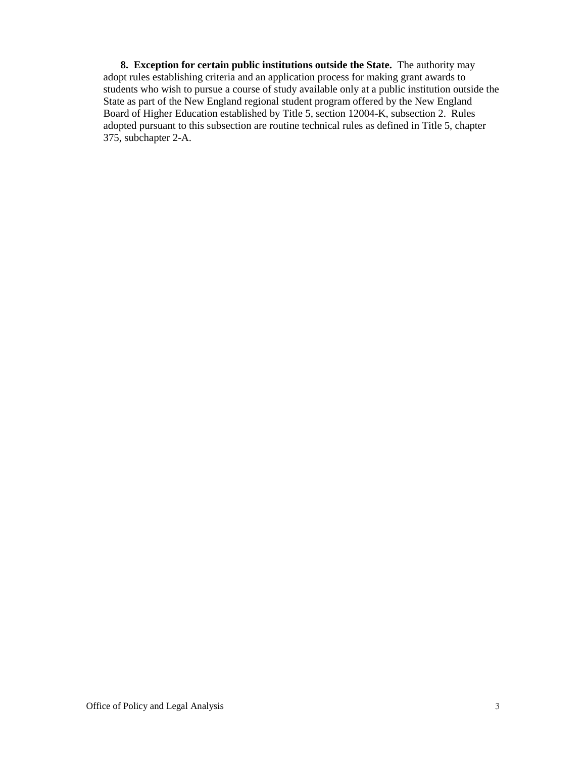**8. Exception for certain public institutions outside the State.** The authority may adopt rules establishing criteria and an application process for making grant awards to students who wish to pursue a course of study available only at a public institution outside the State as part of the New England regional student program offered by the New England Board of Higher Education established by Title 5, section 12004-K, subsection 2. Rules adopted pursuant to this subsection are routine technical rules as defined in Title 5, chapter 375, subchapter 2-A.